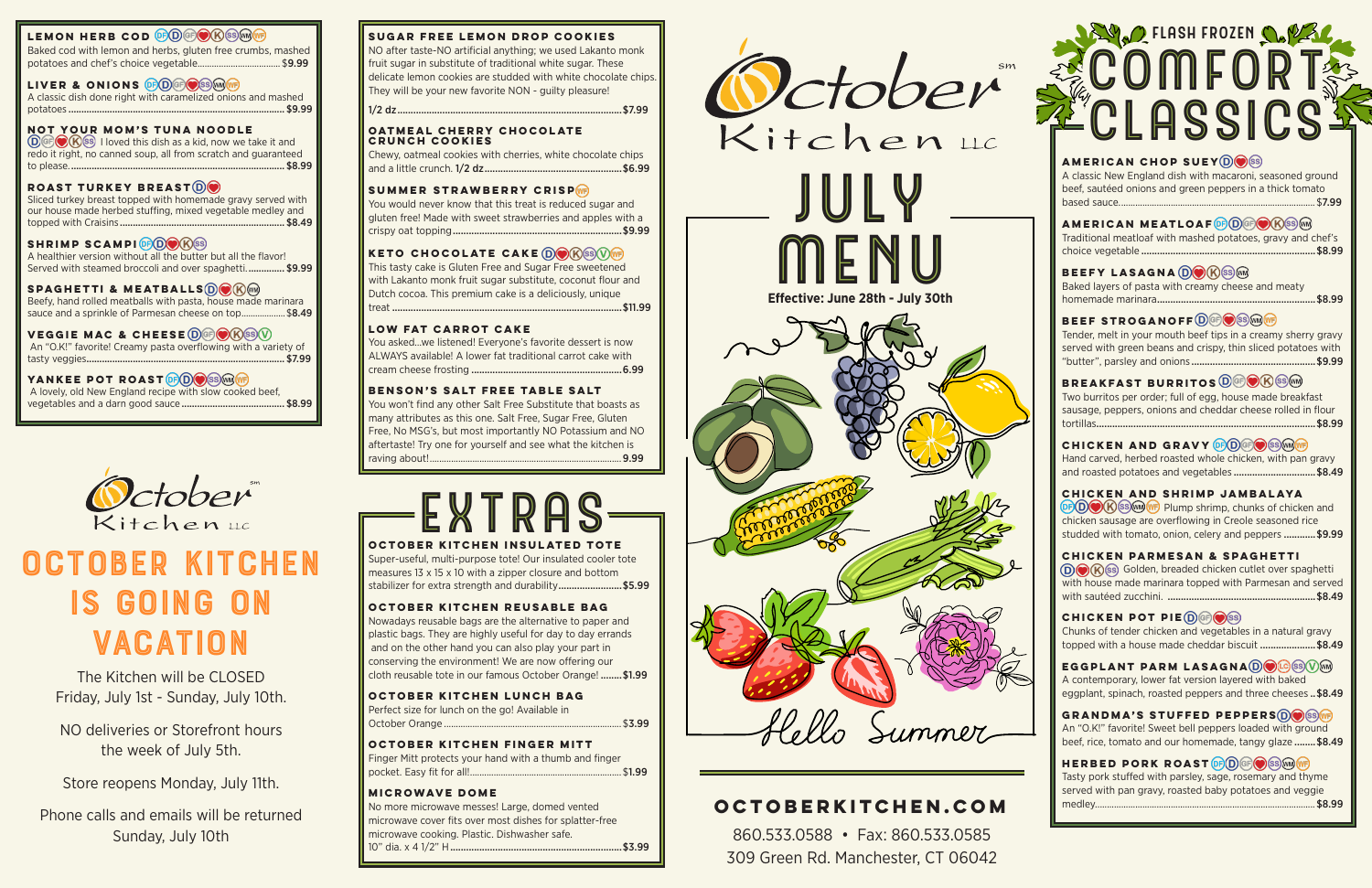# October Kitchen LLC

# JULY MENU

**Effective: June 28th - July 30th**

Hello Summer

## LEMON HERB COD
DF D GF K SS WM WF

Baked cod with lemon and herbs, gluten free crumbs, mashed potatoes and chef's choice vegetable .................... $9.99

## LIVER & ONIONS
DF D GF SS WM WF

A classic dish done right with caramelized onions and mashed potatoes .................... $9.99

## NOT YOUR MOM'S TUNA NOODLE
D GF K SS

I loved this dish as a kid, now we take it and redo it right, no canned soup, all from scratch and guaranteed to please. .................... $8.99

## ROAST TURKEY BREAST
D

Sliced turkey breast topped with homemade gravy served with our house made herbed stuffing, mixed vegetable medley and topped with Craisins .................... $8.49

## SHRIMP SCAMPI
DF D K SS

A healthier version without all the butter but all the flavor! Served with steamed broccoli and over spaghetti. .................... $9.99

## SPAGHETTI & MEATBALLS
D K WM

Beefy, hand rolled meatballs with pasta, house made marinara sauce and a sprinkle of Parmesan cheese on top .................... $8.49

## VEGGIE MAC & CHEESE
D GF K SS V

An "O.K!" favorite! Creamy pasta overflowing with a variety of tasty veggies .................... $7.99

## YANKEE POT ROAST
DF D SS WM WF

A lovely, old New England recipe with slow cooked beef, vegetables and a darn good sauce .................... $8.99

# October Kitchen LLC

# OCTOBER KITCHEN IS GOING ON VACATION

The Kitchen will be CLOSED Friday, July 1st - Sunday, July 10th.

NO deliveries or Storefront hours the week of July 5th.

Store reopens Monday, July 11th.

Phone calls and emails will be returned Sunday, July 10th

## SUGAR FREE LEMON DROP COOKIES

NO after taste-NO artificial anything; we used Lakanto monk fruit sugar in substitute of traditional white sugar. These delicate lemon cookies are studded with white chocolate chips. They will be your new favorite NON - guilty pleasure!

1/2 dz .................... $7.99

## OATMEAL CHERRY CHOCOLATE CRUNCH COOKIES

Chewy, oatmeal cookies with cherries, white chocolate chips and a little crunch. 1/2 dz .................... $6.99

## SUMMER STRAWBERRY CRISP
WF

You would never know that this treat is reduced sugar and gluten free! Made with sweet strawberries and apples with a crispy oat topping .................... $9.99

## KETO CHOCOLATE CAKE
D K SS V WF

This tasty cake is Gluten Free and Sugar Free sweetened with Lakanto monk fruit sugar substitute, coconut flour and Dutch cocoa. This premium cake is a deliciously, unique treat .................... $11.99

## LOW FAT CARROT CAKE

You asked...we listened! Everyone's favorite dessert is now ALWAYS available! A lower fat traditional carrot cake with cream cheese frosting .................... 6.99

## BENSON'S SALT FREE TABLE SALT

You won't find any other Salt Free Substitute that boasts as many attributes as this one. Salt Free, Sugar Free, Gluten Free, No MSG's, but most importantly NO Potassium and NO aftertaste! Try one for yourself and see what the kitchen is raving about! .................... 9.99

# EXTRAS

## OCTOBER KITCHEN INSULATED TOTE

Super-useful, multi-purpose tote! Our insulated cooler tote measures 13 x 15 x 10 with a zipper closure and bottom stabilizer for extra strength and durability .................... $5.99

## OCTOBER KITCHEN REUSABLE BAG

Nowadays reusable bags are the alternative to paper and plastic bags. They are highly useful for day to day errands and on the other hand you can also play your part in conserving the environment! We are now offering our cloth reusable tote in our famous October Orange! .................... $1.99

## OCTOBER KITCHEN LUNCH BAG

Perfect size for lunch on the go! Available in October Orange .................... $3.99

## OCTOBER KITCHEN FINGER MITT

Finger Mitt protects your hand with a thumb and finger pocket. Easy fit for all! .................... $1.99

## MICROWAVE DOME

No more microwave messes! Large, domed vented microwave cover fits over most dishes for splatter-free microwave cooking. Plastic. Dishwasher safe.

10" dia. x 4 1/2" H .................... $3.99

# FLASH FROZEN COMFORT CLASSICS

## AMERICAN CHOP SUEY
D SS

A classic New England dish with macaroni, seasoned ground beef, sautéed onions and green peppers in a thick tomato based sauce .................... $7.99

## AMERICAN MEATLOAF
DF D GF K SS WM

Traditional meatloaf with mashed potatoes, gravy and chef's choice vegetable .................... $8.99

## BEEFY LASAGNA
D K SS WM

Baked layers of pasta with creamy cheese and meaty homemade marinara .................... $8.99

## BEEF STROGANOFF
D GF SS WM WF

Tender, melt in your mouth beef tips in a creamy sherry gravy served with green beans and crispy, thin sliced potatoes with "butter", parsley and onions .................... $9.99

## BREAKFAST BURRITOS
D GF K SS WM

Two burritos per order; full of egg, house made breakfast sausage, peppers, onions and cheddar cheese rolled in flour tortillas .................... $8.99

## CHICKEN AND GRAVY
DF D GF SS WM WF

Hand carved, herbed roasted whole chicken, with pan gravy and roasted potatoes and vegetables .................... $8.49

## CHICKEN AND SHRIMP JAMBALAYA
DF D K SS WM WF

Plump shrimp, chunks of chicken and chicken sausage are overflowing in Creole seasoned rice studded with tomato, onion, celery and peppers .................... $9.99

## CHICKEN PARMESAN & SPAGHETTI
D K SS

Golden, breaded chicken cutlet over spaghetti with house made marinara topped with Parmesan and served with sautéed zucchini. .................... $8.49

## CHICKEN POT PIE
D GF SS

Chunks of tender chicken and vegetables in a natural gravy topped with a house made cheddar biscuit .................... $8.49

## EGGPLANT PARM LASAGNA
D LC SS V WM

A contemporary, lower fat version layered with baked eggplant, spinach, roasted peppers and three cheeses .. $8.49

## GRANDMA'S STUFFED PEPPERS
D SS WF

An "O.K!" favorite! Sweet bell peppers loaded with ground beef, rice, tomato and our homemade, tangy glaze .................... $8.49

## HERBED PORK ROAST
DF D GF SS WM WF

Tasty pork stuffed with parsley, sage, rosemary and thyme served with pan gravy, roasted baby potatoes and veggie medley .................... $8.99

**OCTOBERKITCHEN.COM**

860.533.0588 • Fax: 860.533.0585

309 Green Rd. Manchester, CT 06042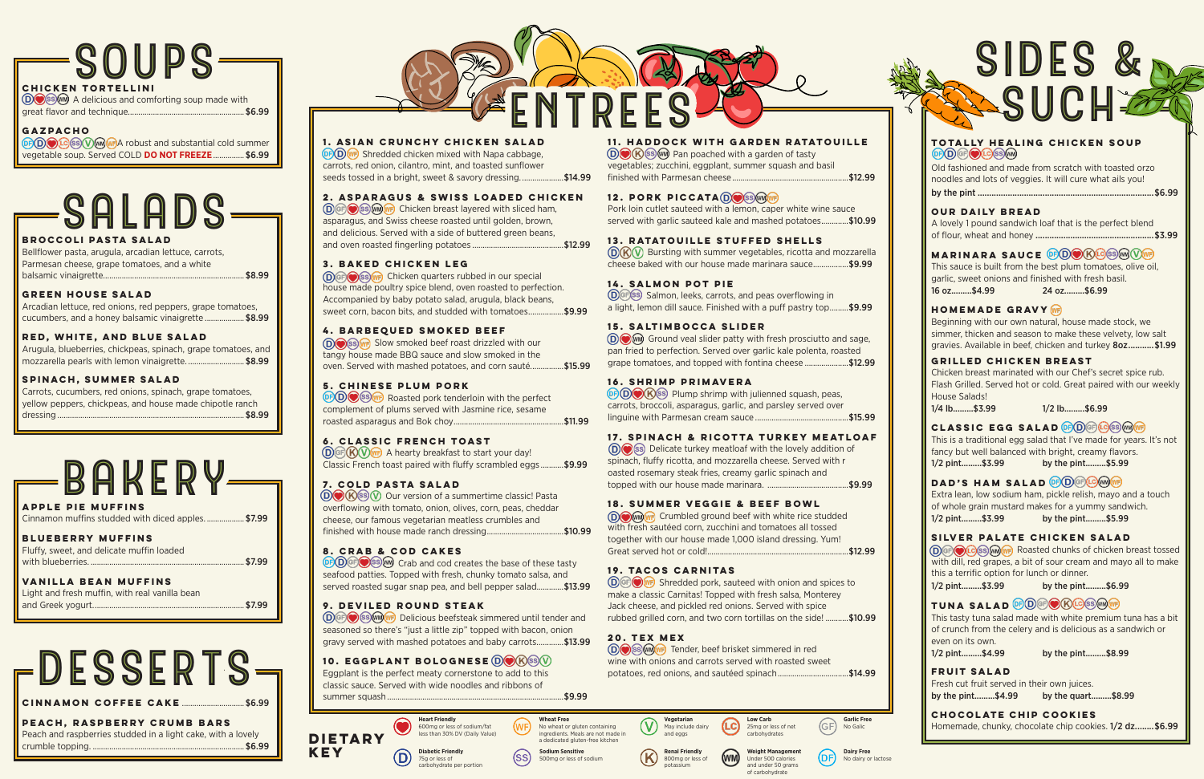# SOUPS

**CHICKEN TORTELLINI**
D ❤ SS WM A delicious and comforting soup made with great flavor and technique....... $6.99

**GAZPACHO**
DF D ❤ LC SS V WM WF A robust and substantial cold summer vegetable soup. Served COLD **DO NOT FREEZE**....... $6.99

# SALADS

**BROCCOLI PASTA SALAD**
Bellflower pasta, arugula, arcadian lettuce, carrots, Parmesan cheese, grape tomatoes, and a white balsamic vinaigrette....... $8.99

**GREEN HOUSE SALAD**
Arcadian lettuce, red onions, red peppers, grape tomatoes, cucumbers, and a honey balsamic vinaigrette....... $8.99

**RED, WHITE, AND BLUE SALAD**
Arugula, blueberries, chickpeas, spinach, grape tomatoes, and mozzarella pearls with lemon vinaigrette....... $8.99

**SPINACH, SUMMER SALAD**
Carrots, cucumbers, red onions, spinach, grape tomatoes, yellow peppers, chickpeas, and house made chipotle ranch dressing....... $8.99

# BAKERY

**APPLE PIE MUFFINS**
Cinnamon muffins studded with diced apples....... $7.99

**BLUEBERRY MUFFINS**
Fluffy, sweet, and delicate muffin loaded with blueberries....... $7.99

**VANILLA BEAN MUFFINS**
Light and fresh muffin, with real vanilla bean and Greek yogurt....... $7.99

# DESSERTS

**CINNAMON COFFEE CAKE**....... $6.99

**PEACH, RASPBERRY CRUMB BARS**
Peach and raspberries studded in a light cake, with a lovely crumble topping....... $6.99

# ENTREES

**1. ASIAN CRUNCHY CHICKEN SALAD**
DF D WF Shredded chicken mixed with Napa cabbage, carrots, red onion, cilantro, mint, and toasted sunflower seeds tossed in a bright, sweet & savory dressing....... $14.99

**2. ASPARAGUS & SWISS LOADED CHICKEN**
D GF ❤ SS WM WF Chicken breast layered with sliced ham, asparagus, and Swiss cheese roasted until golden, brown, and delicious. Served with a side of buttered green beans, and oven roasted fingerling potatoes....... $12.99

**3. BAKED CHICKEN LEG**
D GF ❤ SS WF Chicken quarters rubbed in our special house made poultry spice blend, oven roasted to perfection. Accompanied by baby potato salad, arugula, black beans, sweet corn, bacon bits, and studded with tomatoes....... $9.99

**4. BARBEQUED SMOKED BEEF**
D ❤ SS WF Slow smoked beef roast drizzled with our tangy house made BBQ sauce and slow smoked in the oven. Served with mashed potatoes, and corn sauté....... $15.99

**5. CHINESE PLUM PORK**
DF D ❤ SS WF Roasted pork tenderloin with the perfect complement of plums served with Jasmine rice, sesame roasted asparagus and Bok choy....... $11.99

**6. CLASSIC FRENCH TOAST**
D GF K V WF A hearty breakfast to start your day! Classic French toast paired with fluffy scrambled eggs....... $9.99

**7. COLD PASTA SALAD**
D ❤ K SS V Our version of a summertime classic! Pasta overflowing with tomato, onion, olives, corn, peas, cheddar cheese, our famous vegetarian meatless crumbles and finished with house made ranch dressing....... $10.99

**8. CRAB & COD CAKES**
DF D GF ❤ SS WM Crab and cod creates the base of these tasty seafood patties. Topped with fresh, chunky tomato salsa, and served roasted sugar snap pea, and bell pepper salad....... $13.99

**9. DEVILED ROUND STEAK**
D GF ❤ SS WM WF Delicious beefsteak simmered until tender and seasoned so there's "just a little zip" topped with bacon, onion gravy served with mashed potatoes and baby carrots....... $13.99

**10. EGGPLANT BOLOGNESE** D ❤ K SS V
Eggplant is the perfect meaty cornerstone to add to this classic sauce. Served with wide noodles and ribbons of summer squash....... $9.99

**11. HADDOCK WITH GARDEN RATATOUILLE**
D ❤ K SS WM Pan poached with a garden of tasty vegetables; zucchini, eggplant, summer squash and basil finished with Parmesan cheese....... $12.99

**12. PORK PICCATA** D ❤ SS WM WF
Pork loin cutlet sauteed with a lemon, caper white wine sauce served with garlic sauteed kale and mashed potatoes....... $10.99

**13. RATATOUILLE STUFFED SHELLS**
D K V Bursting with summer vegetables, ricotta and mozzarella cheese baked with our house made marinara sauce....... $9.99

**14. SALMON POT PIE**
D GF SS Salmon, leeks, carrots, and peas overflowing in a light, lemon dill sauce. Finished with a puff pastry top....... $9.99

**15. SALTIMBOCCA SLIDER**
D ❤ WM Ground veal slider patty with fresh prosciutto and sage, pan fried to perfection. Served over garlic kale polenta, roasted grape tomatoes, and topped with fontina cheese....... $12.99

**16. SHRIMP PRIMAVERA**
DF D ❤ K SS Plump shrimp with julienned squash, peas, carrots, broccoli, asparagus, garlic, and parsley served over linguine with Parmesan cream sauce....... $15.99

**17. SPINACH & RICOTTA TURKEY MEATLOAF**
D ❤ SS Delicate turkey meatloaf with the lovely addition of spinach, fluffy ricotta, and mozzarella cheese. Served with r oasted rosemary steak fries, creamy garlic spinach and topped with our house made marinara....... $9.99

**18. SUMMER VEGGIE & BEEF BOWL**
D ❤ WM WF Crumbled ground beef with white rice studded with fresh sautéed corn, zucchini and tomatoes all tossed together with our house made 1,000 island dressing. Yum! Great served hot or cold!....... $12.99

**19. TACOS CARNITAS**
D GF WF Shredded pork, sauteed with onion and spices to make a classic Carnitas! Topped with fresh salsa, Monterey Jack cheese, and pickled red onions. Served with spice rubbed grilled corn, and two corn tortillas on the side!....... $10.99

**20. TEX MEX**
D ❤ SS WM WF Tender, beef brisket simmered in red wine with onions and carrots served with roasted sweet potatoes, red onions, and sautéed spinach....... $14.99

# SIDES & SUCH

**TOTALLY HEALING CHICKEN SOUP**
DF D GF ❤ LC SS WM
Old fashioned and made from scratch with toasted orzo noodles and lots of veggies. It will cure what ails you!
by the pint....... $6.99

**OUR DAILY BREAD**
A lovely 1 pound sandwich loaf that is the perfect blend of flour, wheat and honey....... $3.99

**MARINARA SAUCE** DF D ❤ K LC SS WM V WF
This sauce is built from the best plum tomatoes, olive oil, garlic, sweet onions and finished with fresh basil.
16 oz.........$4.99 24 oz.........$6.99

**HOMEMADE GRAVY** WF
Beginning with our own natural, house made stock, we simmer, thicken and season to make these velvety, low salt gravies. Available in beef, chicken and turkey 8oz........... $1.99

**GRILLED CHICKEN BREAST**
Chicken breast marinated with our Chef's secret spice rub. Flash Grilled. Served hot or cold. Great paired with our weekly House Salads!
1/4 lb.........$3.99 1/2 lb.........$6.99

**CLASSIC EGG SALAD** DF D GF LC SS WM WF
This is a traditional egg salad that I've made for years. It's not fancy but well balanced with bright, creamy flavors.
1/2 pint.........$3.99 by the pint.........$5.99

**DAD'S HAM SALAD** DF D GF LC WM WF
Extra lean, low sodium ham, pickle relish, mayo and a touch of whole grain mustard makes for a yummy sandwich.
1/2 pint.........$3.99 by the pint.........$5.99

**SILVER PALATE CHICKEN SALAD**
D GF ❤ LC SS WM WF Roasted chunks of chicken breast tossed with dill, red grapes, a bit of sour cream and mayo all to make this a terrific option for lunch or dinner.
1/2 pint.........$3.99 by the pint.........$6.99

**TUNA SALAD** DF D GF ❤ K LC SS WM WF
This tasty tuna salad made with white premium tuna has a bit of crunch from the celery and is delicious as a sandwich or even on its own.
1/2 pint.........$4.99 by the pint.........$8.99

**FRUIT SALAD**
Fresh cut fruit served in their own juices.
by the pint.........$4.99 by the quart.........$8.99

**CHOCOLATE CHIP COOKIES**
Homemade, chunky, chocolate chip cookies. 1/2 dz........ $6.99

## DIETARY KEY

- ❤ **Heart Friendly** 600mg or less of sodium/fat less than 30% DV (Daily Value)
- **D Diabetic Friendly** 75g or less of carbohydrate per portion
- **WF Wheat Free** No wheat or gluten containing ingredients. Meals are not made in a dedicated gluten-free kitchen
- **SS Sodium Sensitive** 500mg or less of sodium
- **V Vegetarian** May include dairy and eggs
- **K Renal Friendly** 800mg or less of potassium
- **LC Low Carb** 25mg or less of net carbohydrates
- **WM Weight Management** Under 500 calories and under 50 grams of carbohydrate
- **GF Garlic Free** No Galic
- **DF Dairy Free** No dairy or lactose